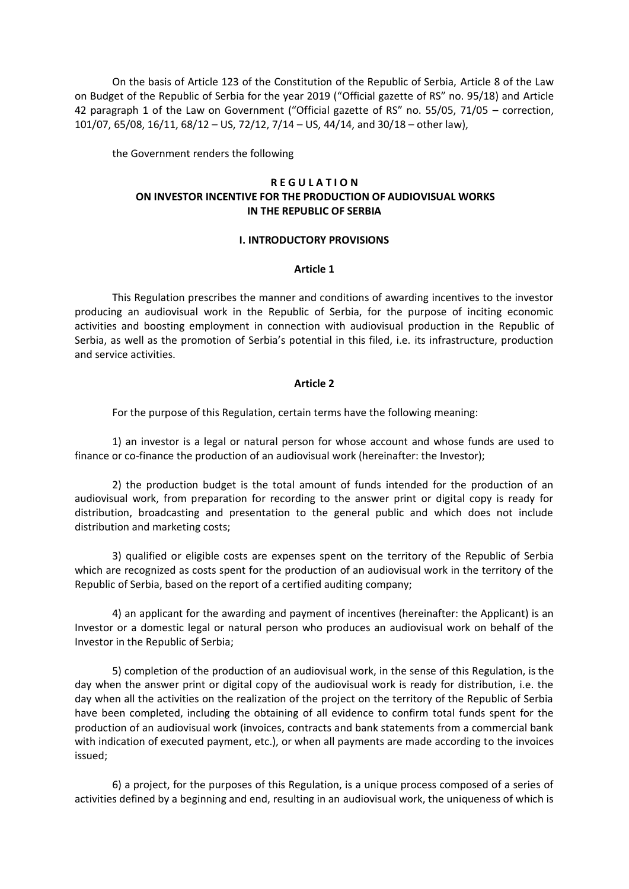On the basis of Article 123 of the Constitution of the Republic of Serbia, Article 8 of the Law on Budget of the Republic of Serbia for the year 2019 ("Official gazette of RS" no. 95/18) and Article 42 paragraph 1 of the Law on Government ("Official gazette of RS" no. 55/05, 71/05 – correction, 101/07, 65/08, 16/11, 68/12 – US, 72/12, 7/14 – US, 44/14, and 30/18 – other law),

the Government renders the following

## R E G U L A T I O N
## ON INVESTOR INCENTIVE FOR THE PRODUCTION OF AUDIOVISUAL WORKS IN THE REPUBLIC OF SERBIA

### I. INTRODUCTORY PROVISIONS

#### Article 1

This Regulation prescribes the manner and conditions of awarding incentives to the investor producing an audiovisual work in the Republic of Serbia, for the purpose of inciting economic activities and boosting employment in connection with audiovisual production in the Republic of Serbia, as well as the promotion of Serbia's potential in this filed, i.e. its infrastructure, production and service activities.

#### Article 2

For the purpose of this Regulation, certain terms have the following meaning:

1) an investor is a legal or natural person for whose account and whose funds are used to finance or co-finance the production of an audiovisual work (hereinafter: the Investor);

2) the production budget is the total amount of funds intended for the production of an audiovisual work, from preparation for recording to the answer print or digital copy is ready for distribution, broadcasting and presentation to the general public and which does not include distribution and marketing costs;

3) qualified or eligible costs are expenses spent on the territory of the Republic of Serbia which are recognized as costs spent for the production of an audiovisual work in the territory of the Republic of Serbia, based on the report of a certified auditing company;

4) an applicant for the awarding and payment of incentives (hereinafter: the Applicant) is an Investor or a domestic legal or natural person who produces an audiovisual work on behalf of the Investor in the Republic of Serbia;

5) completion of the production of an audiovisual work, in the sense of this Regulation, is the day when the answer print or digital copy of the audiovisual work is ready for distribution, i.e. the day when all the activities on the realization of the project on the territory of the Republic of Serbia have been completed, including the obtaining of all evidence to confirm total funds spent for the production of an audiovisual work (invoices, contracts and bank statements from a commercial bank with indication of executed payment, etc.), or when all payments are made according to the invoices issued;

6) a project, for the purposes of this Regulation, is a unique process composed of a series of activities defined by a beginning and end, resulting in an audiovisual work, the uniqueness of which is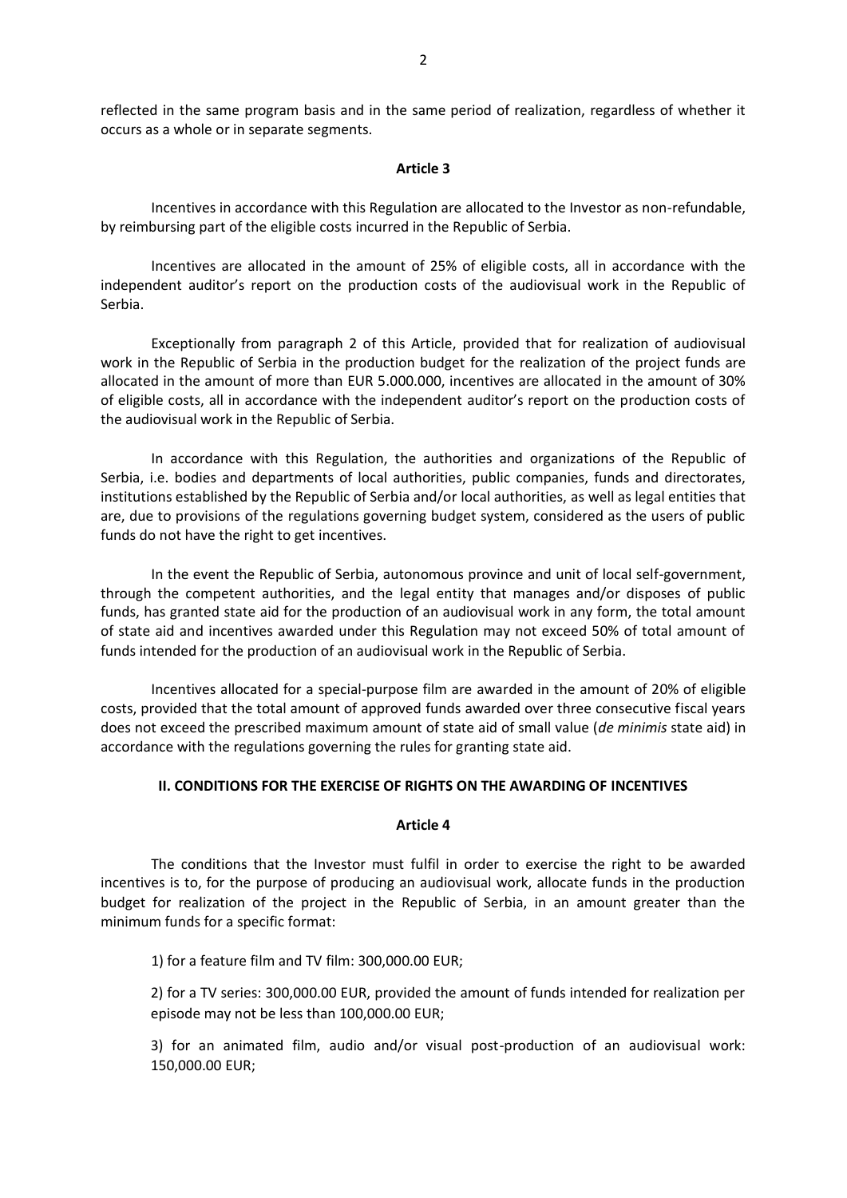reflected in the same program basis and in the same period of realization, regardless of whether it occurs as a whole or in separate segments.

**Article 3**

Incentives in accordance with this Regulation are allocated to the Investor as non-refundable, by reimbursing part of the eligible costs incurred in the Republic of Serbia.

Incentives are allocated in the amount of 25% of eligible costs, all in accordance with the independent auditor's report on the production costs of the audiovisual work in the Republic of Serbia.

Exceptionally from paragraph 2 of this Article, provided that for realization of audiovisual work in the Republic of Serbia in the production budget for the realization of the project funds are allocated in the amount of more than EUR 5.000.000, incentives are allocated in the amount of 30% of eligible costs, all in accordance with the independent auditor's report on the production costs of the audiovisual work in the Republic of Serbia.

In accordance with this Regulation, the authorities and organizations of the Republic of Serbia, i.e. bodies and departments of local authorities, public companies, funds and directorates, institutions established by the Republic of Serbia and/or local authorities, as well as legal entities that are, due to provisions of the regulations governing budget system, considered as the users of public funds do not have the right to get incentives.

In the event the Republic of Serbia, autonomous province and unit of local self-government, through the competent authorities, and the legal entity that manages and/or disposes of public funds, has granted state aid for the production of an audiovisual work in any form, the total amount of state aid and incentives awarded under this Regulation may not exceed 50% of total amount of funds intended for the production of an audiovisual work in the Republic of Serbia.

Incentives allocated for a special-purpose film are awarded in the amount of 20% of eligible costs, provided that the total amount of approved funds awarded over three consecutive fiscal years does not exceed the prescribed maximum amount of state aid of small value (*de minimis* state aid) in accordance with the regulations governing the rules for granting state aid.

## II. CONDITIONS FOR THE EXERCISE OF RIGHTS ON THE AWARDING OF INCENTIVES

**Article 4**

The conditions that the Investor must fulfil in order to exercise the right to be awarded incentives is to, for the purpose of producing an audiovisual work, allocate funds in the production budget for realization of the project in the Republic of Serbia, in an amount greater than the minimum funds for a specific format:

1) for a feature film and TV film: 300,000.00 EUR;

2) for a TV series: 300,000.00 EUR, provided the amount of funds intended for realization per episode may not be less than 100,000.00 EUR;

3) for an animated film, audio and/or visual post-production of an audiovisual work: 150,000.00 EUR;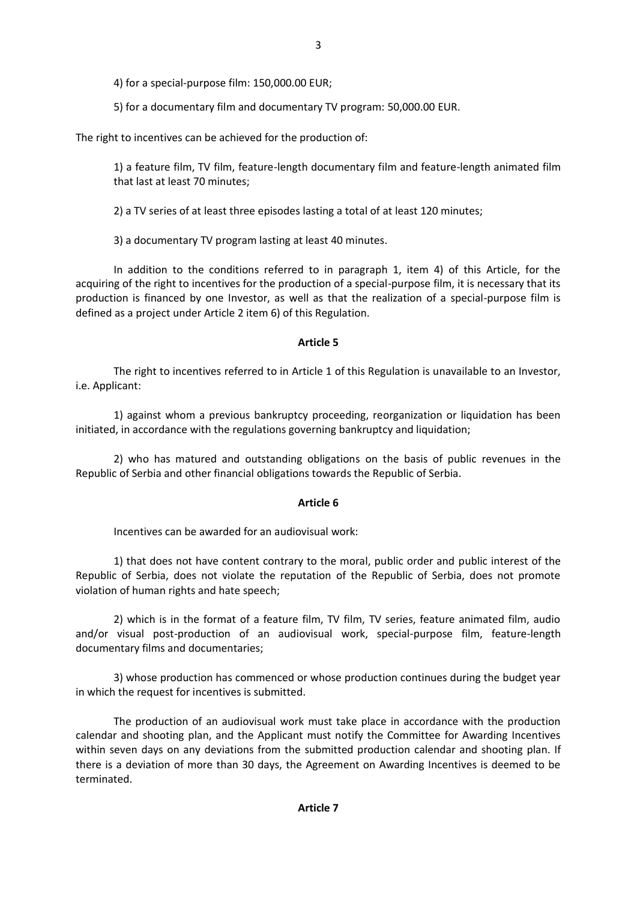4) for a special-purpose film: 150,000.00 EUR;

5) for a documentary film and documentary TV program: 50,000.00 EUR.

The right to incentives can be achieved for the production of:

1) a feature film, TV film, feature-length documentary film and feature-length animated film that last at least 70 minutes;

2) a TV series of at least three episodes lasting a total of at least 120 minutes;

3) a documentary TV program lasting at least 40 minutes.

In addition to the conditions referred to in paragraph 1, item 4) of this Article, for the acquiring of the right to incentives for the production of a special-purpose film, it is necessary that its production is financed by one Investor, as well as that the realization of a special-purpose film is defined as a project under Article 2 item 6) of this Regulation.

**Article 5**

The right to incentives referred to in Article 1 of this Regulation is unavailable to an Investor, i.e. Applicant:

1) against whom a previous bankruptcy proceeding, reorganization or liquidation has been initiated, in accordance with the regulations governing bankruptcy and liquidation;

2) who has matured and outstanding obligations on the basis of public revenues in the Republic of Serbia and other financial obligations towards the Republic of Serbia.

**Article 6**

Incentives can be awarded for an audiovisual work:

1) that does not have content contrary to the moral, public order and public interest of the Republic of Serbia, does not violate the reputation of the Republic of Serbia, does not promote violation of human rights and hate speech;

2) which is in the format of a feature film, TV film, TV series, feature animated film, audio and/or visual post-production of an audiovisual work, special-purpose film, feature-length documentary films and documentaries;

3) whose production has commenced or whose production continues during the budget year in which the request for incentives is submitted.

The production of an audiovisual work must take place in accordance with the production calendar and shooting plan, and the Applicant must notify the Committee for Awarding Incentives within seven days on any deviations from the submitted production calendar and shooting plan. If there is a deviation of more than 30 days, the Agreement on Awarding Incentives is deemed to be terminated.

**Article 7**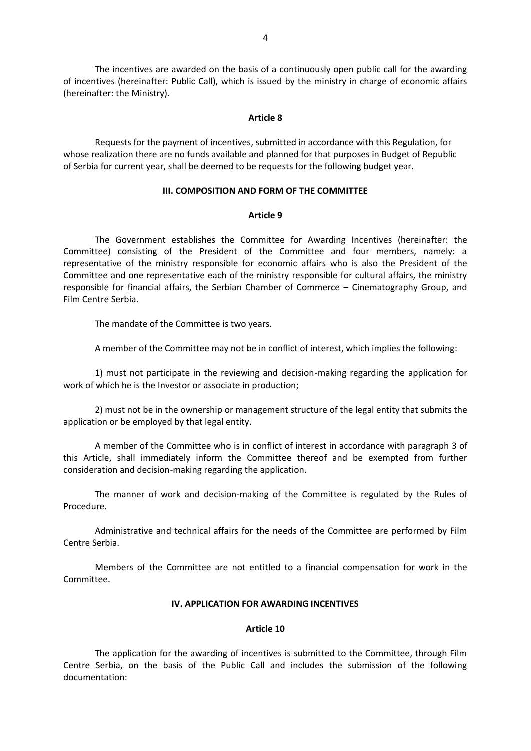The incentives are awarded on the basis of a continuously open public call for the awarding of incentives (hereinafter: Public Call), which is issued by the ministry in charge of economic affairs (hereinafter: the Ministry).

**Article 8**

Requests for the payment of incentives, submitted in accordance with this Regulation, for whose realization there are no funds available and planned for that purposes in Budget of Republic of Serbia for current year, shall be deemed to be requests for the following budget year.

**III. COMPOSITION AND FORM OF THE COMMITTEE**

**Article 9**

The Government establishes the Committee for Awarding Incentives (hereinafter: the Committee) consisting of the President of the Committee and four members, namely: a representative of the ministry responsible for economic affairs who is also the President of the Committee and one representative each of the ministry responsible for cultural affairs, the ministry responsible for financial affairs, the Serbian Chamber of Commerce – Cinematography Group, and Film Centre Serbia.

The mandate of the Committee is two years.

A member of the Committee may not be in conflict of interest, which implies the following:

1) must not participate in the reviewing and decision-making regarding the application for work of which he is the Investor or associate in production;

2) must not be in the ownership or management structure of the legal entity that submits the application or be employed by that legal entity.

A member of the Committee who is in conflict of interest in accordance with paragraph 3 of this Article, shall immediately inform the Committee thereof and be exempted from further consideration and decision-making regarding the application.

The manner of work and decision-making of the Committee is regulated by the Rules of Procedure.

Administrative and technical affairs for the needs of the Committee are performed by Film Centre Serbia.

Members of the Committee are not entitled to a financial compensation for work in the Committee.

**IV. APPLICATION FOR AWARDING INCENTIVES**

**Article 10**

The application for the awarding of incentives is submitted to the Committee, through Film Centre Serbia, on the basis of the Public Call and includes the submission of the following documentation: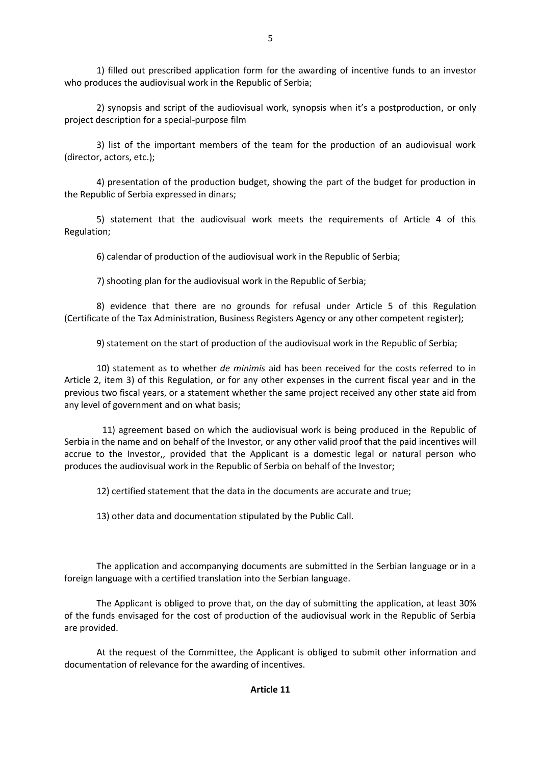1) filled out prescribed application form for the awarding of incentive funds to an investor who produces the audiovisual work in the Republic of Serbia;

2) synopsis and script of the audiovisual work, synopsis when it's a postproduction, or only project description for a special-purpose film

3) list of the important members of the team for the production of an audiovisual work (director, actors, etc.);

4) presentation of the production budget, showing the part of the budget for production in the Republic of Serbia expressed in dinars;

5) statement that the audiovisual work meets the requirements of Article 4 of this Regulation;

6) calendar of production of the audiovisual work in the Republic of Serbia;

7) shooting plan for the audiovisual work in the Republic of Serbia;

8) evidence that there are no grounds for refusal under Article 5 of this Regulation (Certificate of the Tax Administration, Business Registers Agency or any other competent register);

9) statement on the start of production of the audiovisual work in the Republic of Serbia;

10) statement as to whether *de minimis* aid has been received for the costs referred to in Article 2, item 3) of this Regulation, or for any other expenses in the current fiscal year and in the previous two fiscal years, or a statement whether the same project received any other state aid from any level of government and on what basis;

11) agreement based on which the audiovisual work is being produced in the Republic of Serbia in the name and on behalf of the Investor, or any other valid proof that the paid incentives will accrue to the Investor,, provided that the Applicant is a domestic legal or natural person who produces the audiovisual work in the Republic of Serbia on behalf of the Investor;

12) certified statement that the data in the documents are accurate and true;

13) other data and documentation stipulated by the Public Call.

The application and accompanying documents are submitted in the Serbian language or in a foreign language with a certified translation into the Serbian language.

The Applicant is obliged to prove that, on the day of submitting the application, at least 30% of the funds envisaged for the cost of production of the audiovisual work in the Republic of Serbia are provided.

At the request of the Committee, the Applicant is obliged to submit other information and documentation of relevance for the awarding of incentives.

**Article 11**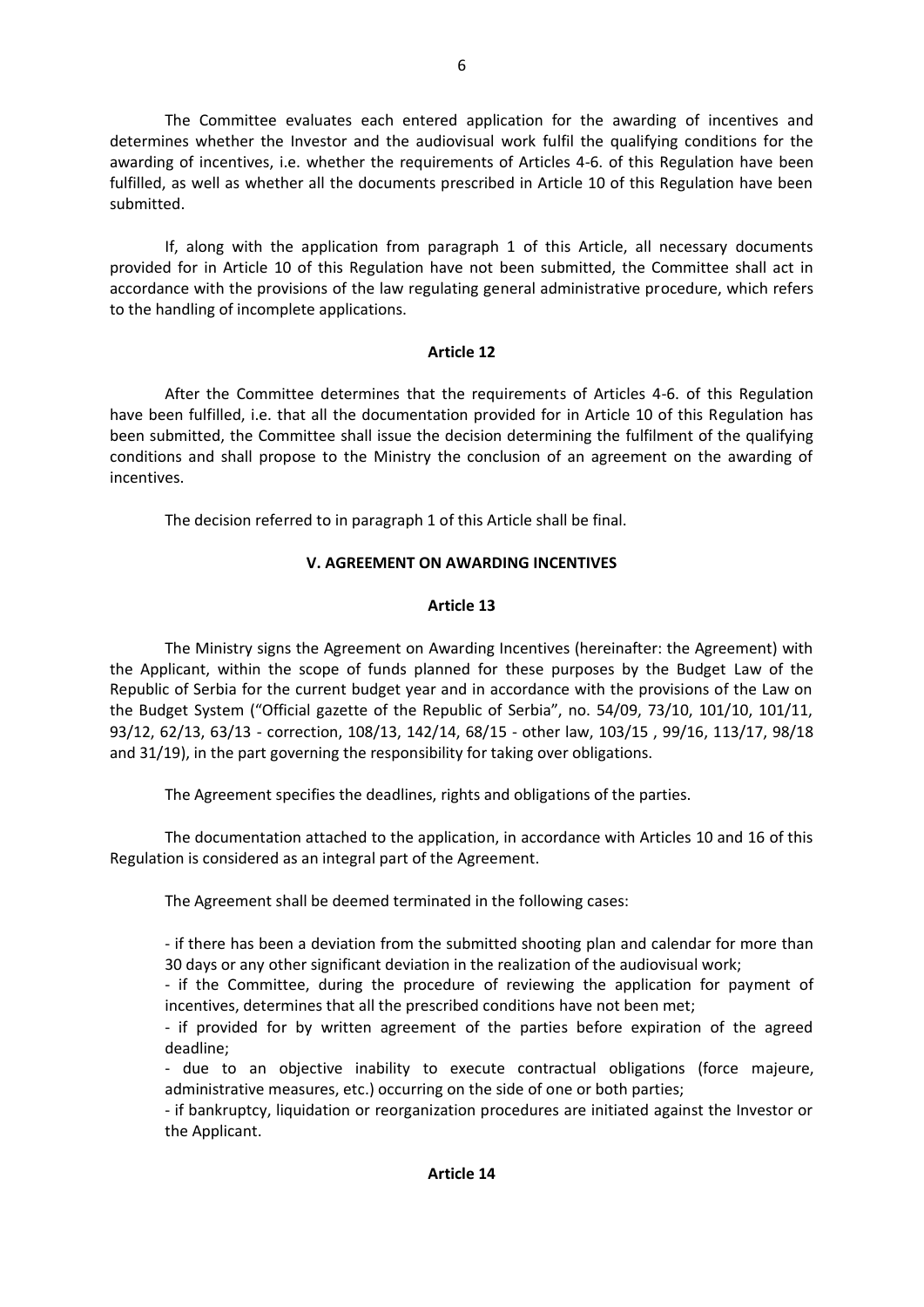The Committee evaluates each entered application for the awarding of incentives and determines whether the Investor and the audiovisual work fulfil the qualifying conditions for the awarding of incentives, i.e. whether the requirements of Articles 4-6. of this Regulation have been fulfilled, as well as whether all the documents prescribed in Article 10 of this Regulation have been submitted.

If, along with the application from paragraph 1 of this Article, all necessary documents provided for in Article 10 of this Regulation have not been submitted, the Committee shall act in accordance with the provisions of the law regulating general administrative procedure, which refers to the handling of incomplete applications.

**Article 12**

After the Committee determines that the requirements of Articles 4-6. of this Regulation have been fulfilled, i.e. that all the documentation provided for in Article 10 of this Regulation has been submitted, the Committee shall issue the decision determining the fulfilment of the qualifying conditions and shall propose to the Ministry the conclusion of an agreement on the awarding of incentives.

The decision referred to in paragraph 1 of this Article shall be final.

## V. AGREEMENT ON AWARDING INCENTIVES

**Article 13**

The Ministry signs the Agreement on Awarding Incentives (hereinafter: the Agreement) with the Applicant, within the scope of funds planned for these purposes by the Budget Law of the Republic of Serbia for the current budget year and in accordance with the provisions of the Law on the Budget System ("Official gazette of the Republic of Serbia", no. 54/09, 73/10, 101/10, 101/11, 93/12, 62/13, 63/13 - correction, 108/13, 142/14, 68/15 - other law, 103/15 , 99/16, 113/17, 98/18 and 31/19), in the part governing the responsibility for taking over obligations.

The Agreement specifies the deadlines, rights and obligations of the parties.

The documentation attached to the application, in accordance with Articles 10 and 16 of this Regulation is considered as an integral part of the Agreement.

The Agreement shall be deemed terminated in the following cases:

- if there has been a deviation from the submitted shooting plan and calendar for more than 30 days or any other significant deviation in the realization of the audiovisual work;
- if the Committee, during the procedure of reviewing the application for payment of incentives, determines that all the prescribed conditions have not been met;
- if provided for by written agreement of the parties before expiration of the agreed deadline;
- due to an objective inability to execute contractual obligations (force majeure, administrative measures, etc.) occurring on the side of one or both parties;
- if bankruptcy, liquidation or reorganization procedures are initiated against the Investor or the Applicant.

**Article 14**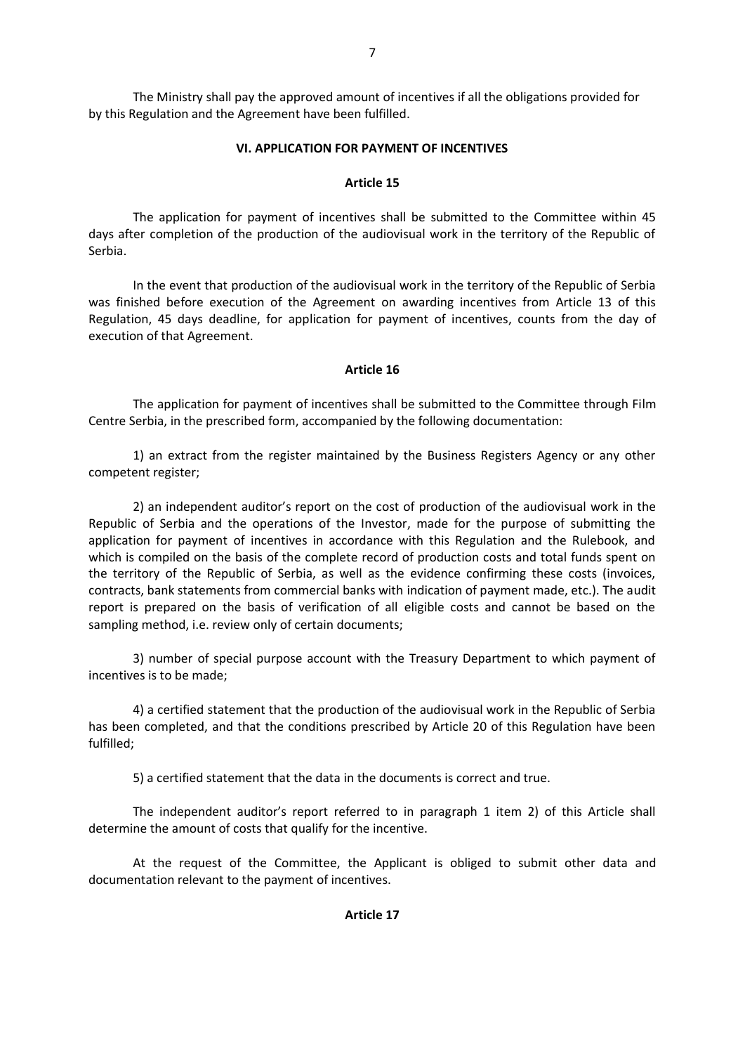The Ministry shall pay the approved amount of incentives if all the obligations provided for by this Regulation and the Agreement have been fulfilled.

## VI. APPLICATION FOR PAYMENT OF INCENTIVES

### Article 15

The application for payment of incentives shall be submitted to the Committee within 45 days after completion of the production of the audiovisual work in the territory of the Republic of Serbia.

In the event that production of the audiovisual work in the territory of the Republic of Serbia was finished before execution of the Agreement on awarding incentives from Article 13 of this Regulation, 45 days deadline, for application for payment of incentives, counts from the day of execution of that Agreement.

### Article 16

The application for payment of incentives shall be submitted to the Committee through Film Centre Serbia, in the prescribed form, accompanied by the following documentation:

1) an extract from the register maintained by the Business Registers Agency or any other competent register;

2) an independent auditor's report on the cost of production of the audiovisual work in the Republic of Serbia and the operations of the Investor, made for the purpose of submitting the application for payment of incentives in accordance with this Regulation and the Rulebook, and which is compiled on the basis of the complete record of production costs and total funds spent on the territory of the Republic of Serbia, as well as the evidence confirming these costs (invoices, contracts, bank statements from commercial banks with indication of payment made, etc.). The audit report is prepared on the basis of verification of all eligible costs and cannot be based on the sampling method, i.e. review only of certain documents;

3) number of special purpose account with the Treasury Department to which payment of incentives is to be made;

4) a certified statement that the production of the audiovisual work in the Republic of Serbia has been completed, and that the conditions prescribed by Article 20 of this Regulation have been fulfilled;

5) a certified statement that the data in the documents is correct and true.

The independent auditor's report referred to in paragraph 1 item 2) of this Article shall determine the amount of costs that qualify for the incentive.

At the request of the Committee, the Applicant is obliged to submit other data and documentation relevant to the payment of incentives.

### Article 17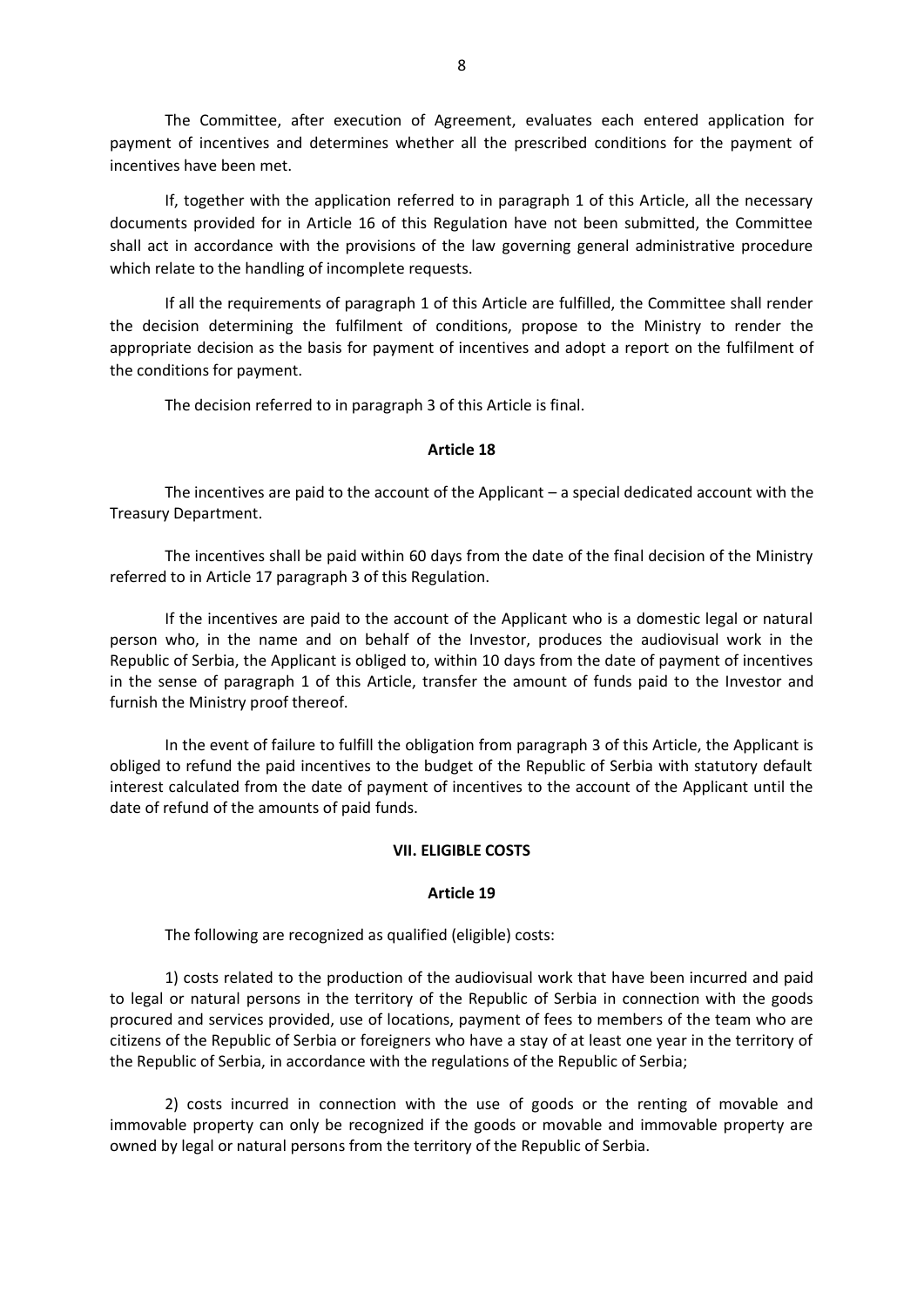The Committee, after execution of Agreement, evaluates each entered application for payment of incentives and determines whether all the prescribed conditions for the payment of incentives have been met.

If, together with the application referred to in paragraph 1 of this Article, all the necessary documents provided for in Article 16 of this Regulation have not been submitted, the Committee shall act in accordance with the provisions of the law governing general administrative procedure which relate to the handling of incomplete requests.

If all the requirements of paragraph 1 of this Article are fulfilled, the Committee shall render the decision determining the fulfilment of conditions, propose to the Ministry to render the appropriate decision as the basis for payment of incentives and adopt a report on the fulfilment of the conditions for payment.

The decision referred to in paragraph 3 of this Article is final.

**Article 18**

The incentives are paid to the account of the Applicant – a special dedicated account with the Treasury Department.

The incentives shall be paid within 60 days from the date of the final decision of the Ministry referred to in Article 17 paragraph 3 of this Regulation.

If the incentives are paid to the account of the Applicant who is a domestic legal or natural person who, in the name and on behalf of the Investor, produces the audiovisual work in the Republic of Serbia, the Applicant is obliged to, within 10 days from the date of payment of incentives in the sense of paragraph 1 of this Article, transfer the amount of funds paid to the Investor and furnish the Ministry proof thereof.

In the event of failure to fulfill the obligation from paragraph 3 of this Article, the Applicant is obliged to refund the paid incentives to the budget of the Republic of Serbia with statutory default interest calculated from the date of payment of incentives to the account of the Applicant until the date of refund of the amounts of paid funds.

**VII. ELIGIBLE COSTS**

**Article 19**

The following are recognized as qualified (eligible) costs:

1) costs related to the production of the audiovisual work that have been incurred and paid to legal or natural persons in the territory of the Republic of Serbia in connection with the goods procured and services provided, use of locations, payment of fees to members of the team who are citizens of the Republic of Serbia or foreigners who have a stay of at least one year in the territory of the Republic of Serbia, in accordance with the regulations of the Republic of Serbia;

2) costs incurred in connection with the use of goods or the renting of movable and immovable property can only be recognized if the goods or movable and immovable property are owned by legal or natural persons from the territory of the Republic of Serbia.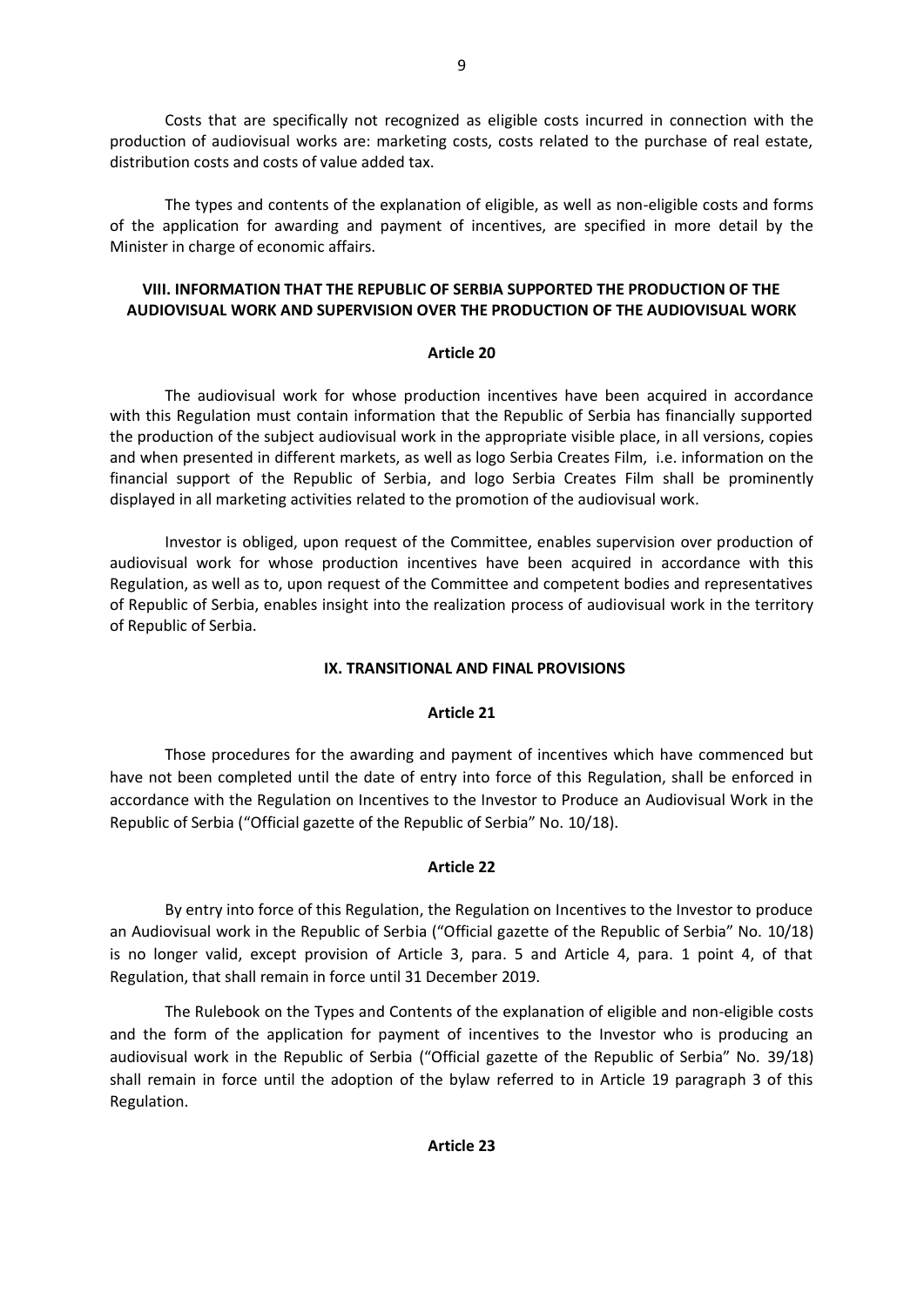Costs that are specifically not recognized as eligible costs incurred in connection with the production of audiovisual works are: marketing costs, costs related to the purchase of real estate, distribution costs and costs of value added tax.

The types and contents of the explanation of eligible, as well as non-eligible costs and forms of the application for awarding and payment of incentives, are specified in more detail by the Minister in charge of economic affairs.

## VIII. INFORMATION THAT THE REPUBLIC OF SERBIA SUPPORTED THE PRODUCTION OF THE AUDIOVISUAL WORK AND SUPERVISION OVER THE PRODUCTION OF THE AUDIOVISUAL WORK

### Article 20

The audiovisual work for whose production incentives have been acquired in accordance with this Regulation must contain information that the Republic of Serbia has financially supported the production of the subject audiovisual work in the appropriate visible place, in all versions, copies and when presented in different markets, as well as logo Serbia Creates Film, i.e. information on the financial support of the Republic of Serbia, and logo Serbia Creates Film shall be prominently displayed in all marketing activities related to the promotion of the audiovisual work.

Investor is obliged, upon request of the Committee, enables supervision over production of audiovisual work for whose production incentives have been acquired in accordance with this Regulation, as well as to, upon request of the Committee and competent bodies and representatives of Republic of Serbia, enables insight into the realization process of audiovisual work in the territory of Republic of Serbia.

## IX. TRANSITIONAL AND FINAL PROVISIONS

### Article 21

Those procedures for the awarding and payment of incentives which have commenced but have not been completed until the date of entry into force of this Regulation, shall be enforced in accordance with the Regulation on Incentives to the Investor to Produce an Audiovisual Work in the Republic of Serbia ("Official gazette of the Republic of Serbia" No. 10/18).

### Article 22

By entry into force of this Regulation, the Regulation on Incentives to the Investor to produce an Audiovisual work in the Republic of Serbia ("Official gazette of the Republic of Serbia" No. 10/18) is no longer valid, except provision of Article 3, para. 5 and Article 4, para. 1 point 4, of that Regulation, that shall remain in force until 31 December 2019.

The Rulebook on the Types and Contents of the explanation of eligible and non-eligible costs and the form of the application for payment of incentives to the Investor who is producing an audiovisual work in the Republic of Serbia ("Official gazette of the Republic of Serbia" No. 39/18) shall remain in force until the adoption of the bylaw referred to in Article 19 paragraph 3 of this Regulation.

### Article 23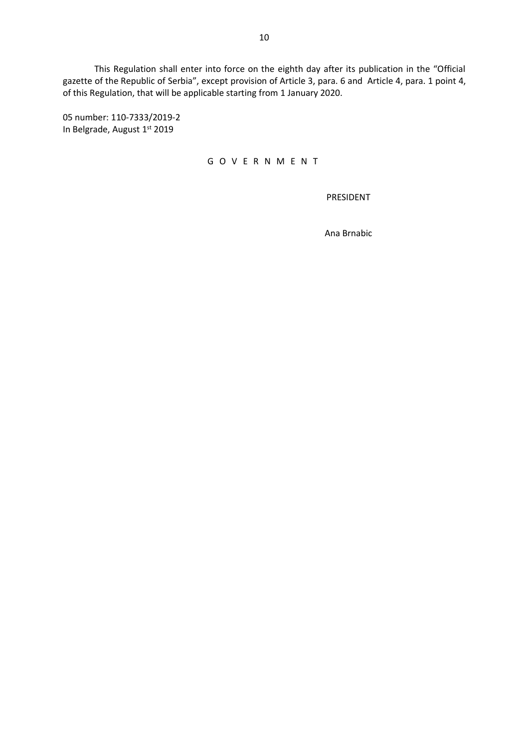This Regulation shall enter into force on the eighth day after its publication in the "Official gazette of the Republic of Serbia", except provision of Article 3, para. 6 and Article 4, para. 1 point 4, of this Regulation, that will be applicable starting from 1 January 2020.

05 number: 110-7333/2019-2
In Belgrade, August 1st 2019

G O V E R N M E N T

PRESIDENT

Ana Brnabic